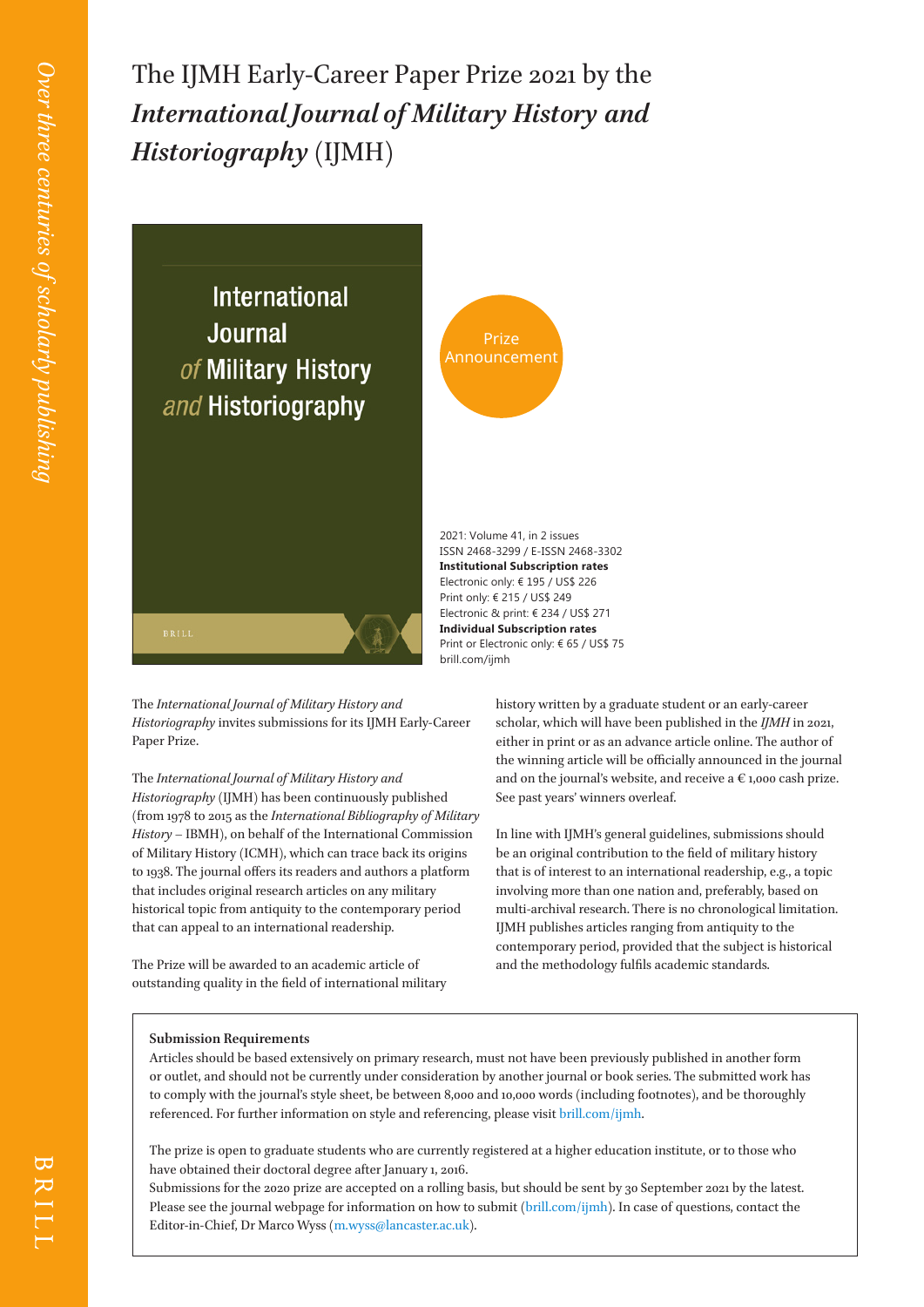# The IJMH Early-Career Paper Prize 2021 by the *International Journal of Military History and Historiography* (IJMH)

Prize Announcement

2021: Volume 41, in 2 issues
ISSN 2468-3299 / E-ISSN 2468-3302
**Institutional Subscription rates**
Electronic only: € 195 / US$ 226
Print only: € 215 / US$ 249
Electronic & print: € 234 / US$ 271
**Individual Subscription rates**
Print or Electronic only: € 65 / US$ 75
brill.com/ijmh

The *International Journal of Military History and Historiography* invites submissions for its IJMH Early-Career Paper Prize.

The *International Journal of Military History and Historiography* (IJMH) has been continuously published (from 1978 to 2015 as the *International Bibliography of Military History* – IBMH), on behalf of the International Commission of Military History (ICMH), which can trace back its origins to 1938. The journal offers its readers and authors a platform that includes original research articles on any military historical topic from antiquity to the contemporary period that can appeal to an international readership.

The Prize will be awarded to an academic article of outstanding quality in the field of international military history written by a graduate student or an early-career scholar, which will have been published in the *IJMH* in 2021, either in print or as an advance article online. The author of the winning article will be officially announced in the journal and on the journal's website, and receive a € 1,000 cash prize. See past years' winners overleaf.

In line with IJMH's general guidelines, submissions should be an original contribution to the field of military history that is of interest to an international readership, e.g., a topic involving more than one nation and, preferably, based on multi-archival research. There is no chronological limitation. IJMH publishes articles ranging from antiquity to the contemporary period, provided that the subject is historical and the methodology fulfils academic standards.

**Submission Requirements**

Articles should be based extensively on primary research, must not have been previously published in another form or outlet, and should not be currently under consideration by another journal or book series. The submitted work has to comply with the journal's style sheet, be between 8,000 and 10,000 words (including footnotes), and be thoroughly referenced. For further information on style and referencing, please visit brill.com/ijmh.

The prize is open to graduate students who are currently registered at a higher education institute, or to those who have obtained their doctoral degree after January 1, 2016.
Submissions for the 2020 prize are accepted on a rolling basis, but should be sent by 30 September 2021 by the latest. Please see the journal webpage for information on how to submit (brill.com/ijmh). In case of questions, contact the Editor-in-Chief, Dr Marco Wyss (m.wyss@lancaster.ac.uk).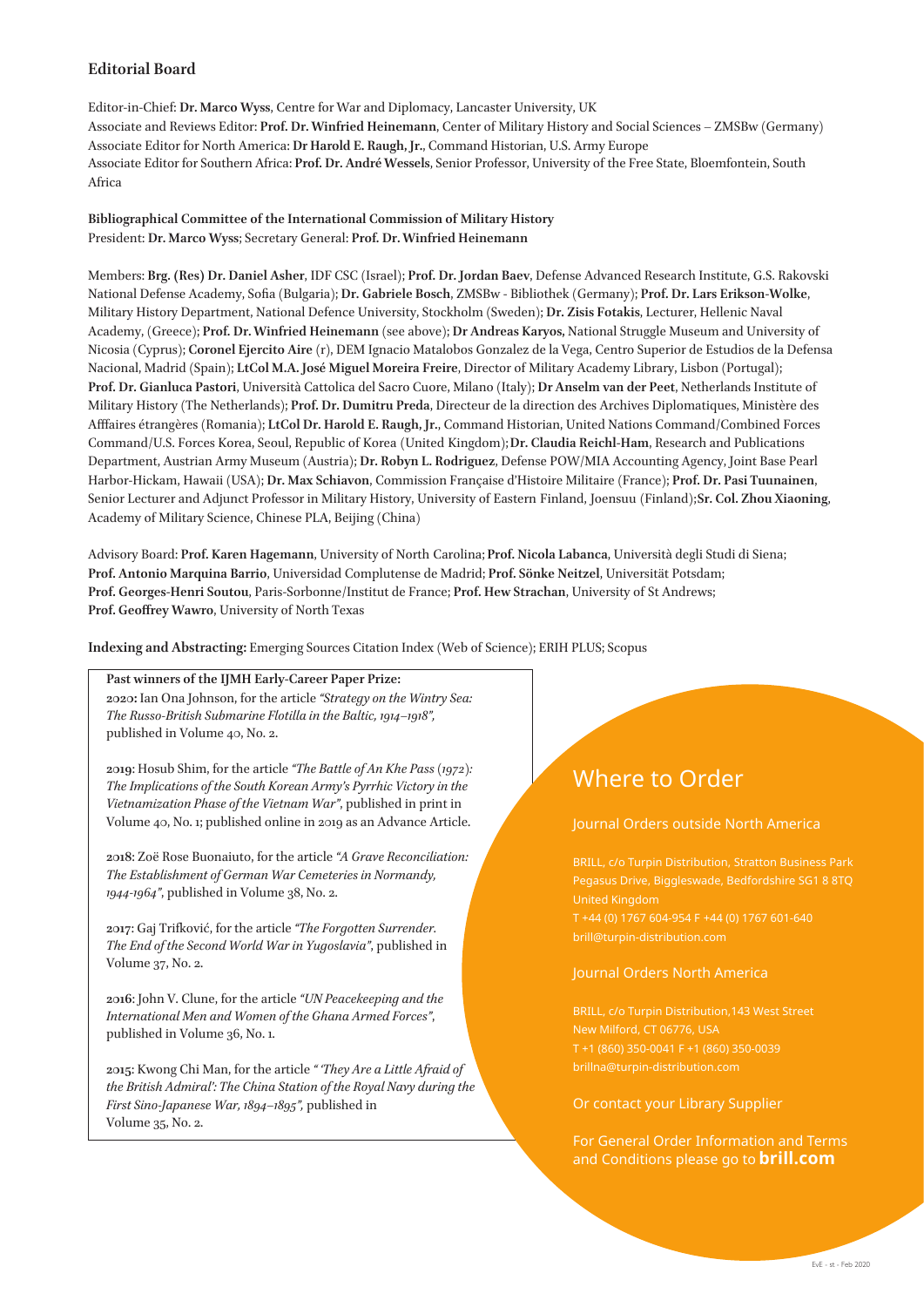## Editorial Board

Editor-in-Chief: **Dr. Marco Wyss**, Centre for War and Diplomacy, Lancaster University, UK
Associate and Reviews Editor: **Prof. Dr. Winfried Heinemann**, Center of Military History and Social Sciences – ZMSBw (Germany)
Associate Editor for North America: **Dr Harold E. Raugh, Jr.**, Command Historian, U.S. Army Europe
Associate Editor for Southern Africa: **Prof. Dr. André Wessels**, Senior Professor, University of the Free State, Bloemfontein, South Africa

**Bibliographical Committee of the International Commission of Military History**
President: **Dr. Marco Wyss**; Secretary General: **Prof. Dr. Winfried Heinemann**

Members: **Brg. (Res) Dr. Daniel Asher**, IDF CSC (Israel); **Prof. Dr. Jordan Baev**, Defense Advanced Research Institute, G.S. Rakovski National Defense Academy, Sofia (Bulgaria); **Dr. Gabriele Bosch**, ZMSBw - Bibliothek (Germany); **Prof. Dr. Lars Erikson-Wolke**, Military History Department, National Defence University, Stockholm (Sweden); **Dr. Zisis Fotakis**, Lecturer, Hellenic Naval Academy, (Greece); **Prof. Dr. Winfried Heinemann** (see above); **Dr Andreas Karyos,** National Struggle Museum and University of Nicosia (Cyprus); **Coronel Ejercito Aire** (r), DEM Ignacio Matalobos Gonzalez de la Vega, Centro Superior de Estudios de la Defensa Nacional, Madrid (Spain); **LtCol M.A. José Miguel Moreira Freire**, Director of Military Academy Library, Lisbon (Portugal); **Prof. Dr. Gianluca Pastori**, Università Cattolica del Sacro Cuore, Milano (Italy); **Dr Anselm van der Peet**, Netherlands Institute of Military History (The Netherlands); **Prof. Dr. Dumitru Preda**, Directeur de la direction des Archives Diplomatiques, Ministère des Afffaires étrangères (Romania); **LtCol Dr. Harold E. Raugh, Jr.**, Command Historian, United Nations Command/Combined Forces Command/U.S. Forces Korea, Seoul, Republic of Korea (United Kingdom); **Dr. Claudia Reichl-Ham**, Research and Publications Department, Austrian Army Museum (Austria); **Dr. Robyn L. Rodriguez**, Defense POW/MIA Accounting Agency, Joint Base Pearl Harbor-Hickam, Hawaii (USA); **Dr. Max Schiavon**, Commission Française d'Histoire Militaire (France); **Prof. Dr. Pasi Tuunainen**, Senior Lecturer and Adjunct Professor in Military History, University of Eastern Finland, Joensuu (Finland);**Sr. Col. Zhou Xiaoning**, Academy of Military Science, Chinese PLA, Beijing (China)

Advisory Board: **Prof. Karen Hagemann**, University of North Carolina; **Prof. Nicola Labanca**, Università degli Studi di Siena; **Prof. Antonio Marquina Barrio**, Universidad Complutense de Madrid; **Prof. Sönke Neitzel**, Universität Potsdam; **Prof. Georges-Henri Soutou**, Paris-Sorbonne/Institut de France; **Prof. Hew Strachan**, University of St Andrews; **Prof. Geoffrey Wawro**, University of North Texas

**Indexing and Abstracting:** Emerging Sources Citation Index (Web of Science); ERIH PLUS; Scopus

**Past winners of the IJMH Early-Career Paper Prize:**

**2020:** Ian Ona Johnson, for the article *"Strategy on the Wintry Sea: The Russo-British Submarine Flotilla in the Baltic, 1914–1918",* published in Volume 40, No. 2.

**2019:** Hosub Shim, for the article *"The Battle of An Khe Pass (1972): The Implications of the South Korean Army's Pyrrhic Victory in the Vietnamization Phase of the Vietnam War"*, published in print in Volume 40, No. 1; published online in 2019 as an Advance Article.

**2018:** Zoë Rose Buonaiuto, for the article *"A Grave Reconciliation: The Establishment of German War Cemeteries in Normandy, 1944-1964"*, published in Volume 38, No. 2.

**2017:** Gaj Trifković, for the article *"The Forgotten Surrender. The End of the Second World War in Yugoslavia"*, published in Volume 37, No. 2.

**2016:** John V. Clune, for the article *"UN Peacekeeping and the International Men and Women of the Ghana Armed Forces"*, published in Volume 36, No. 1.

**2015:** Kwong Chi Man, for the article *"'They Are a Little Afraid of the British Admiral': The China Station of the Royal Navy during the First Sino-Japanese War, 1894–1895",* published in Volume 35, No. 2.

## Where to Order

### Journal Orders outside North America

BRILL, c/o Turpin Distribution, Stratton Business Park
Pegasus Drive, Biggleswade, Bedfordshire SG1 8 8TQ
United Kingdom
T +44 (0) 1767 604-954 F +44 (0) 1767 601-640
brill@turpin-distribution.com

### Journal Orders North America

BRILL, c/o Turpin Distribution,143 West Street
New Milford, CT 06776, USA
T +1 (860) 350-0041 F +1 (860) 350-0039
brillna@turpin-distribution.com

Or contact your Library Supplier

For General Order Information and Terms and Conditions please go to **brill.com**

EvE - st - Feb 2020